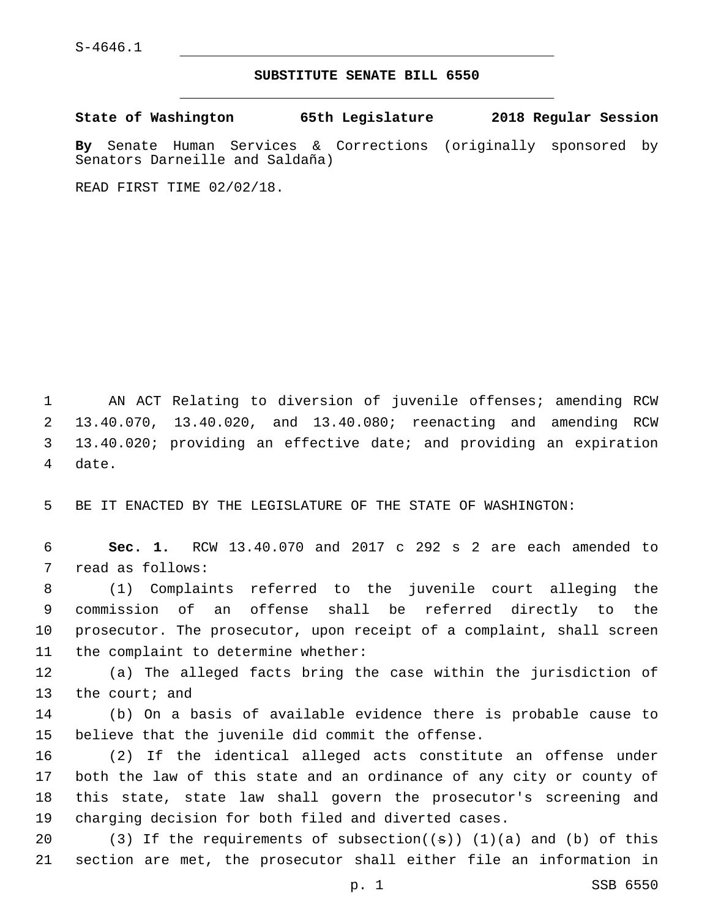S-4646.1

## SUBSTITUTE SENATE BILL 6550

**State of Washington 65th Legislature 2018 Regular Session**

**By** Senate Human Services & Corrections (originally sponsored by Senators Darneille and Saldaña)

READ FIRST TIME 02/02/18.

AN ACT Relating to diversion of juvenile offenses; amending RCW 13.40.070, 13.40.020, and 13.40.080; reenacting and amending RCW 13.40.020; providing an effective date; and providing an expiration date.

BE IT ENACTED BY THE LEGISLATURE OF THE STATE OF WASHINGTON:

**Sec. 1.** RCW 13.40.070 and 2017 c 292 s 2 are each amended to read as follows:

(1) Complaints referred to the juvenile court alleging the commission of an offense shall be referred directly to the prosecutor. The prosecutor, upon receipt of a complaint, shall screen the complaint to determine whether:

(a) The alleged facts bring the case within the jurisdiction of the court; and

(b) On a basis of available evidence there is probable cause to believe that the juvenile did commit the offense.

(2) If the identical alleged acts constitute an offense under both the law of this state and an ordinance of any city or county of this state, state law shall govern the prosecutor's screening and charging decision for both filed and diverted cases.

(3) If the requirements of subsection((~~s~~)) (1)(a) and (b) of this section are met, the prosecutor shall either file an information in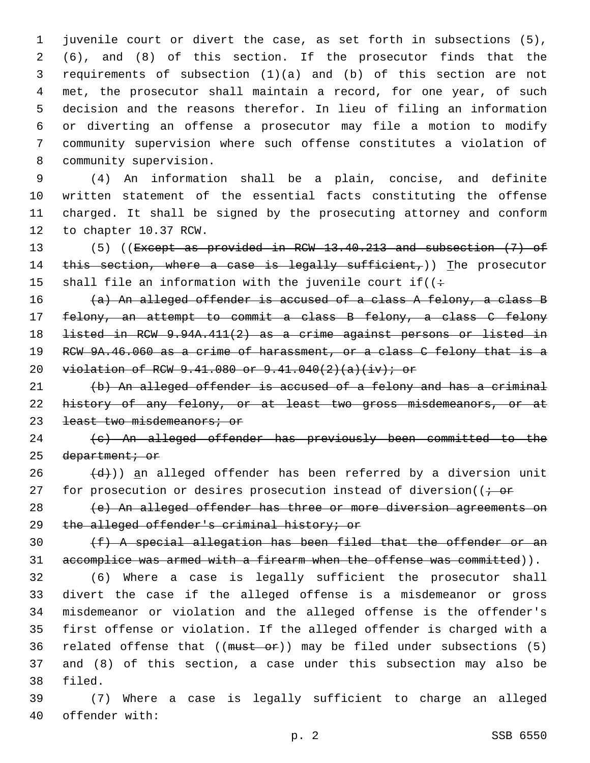juvenile court or divert the case, as set forth in subsections (5), (6), and (8) of this section. If the prosecutor finds that the requirements of subsection (1)(a) and (b) of this section are not met, the prosecutor shall maintain a record, for one year, of such decision and the reasons therefor. In lieu of filing an information or diverting an offense a prosecutor may file a motion to modify community supervision where such offense constitutes a violation of community supervision.

(4) An information shall be a plain, concise, and definite written statement of the essential facts constituting the offense charged. It shall be signed by the prosecuting attorney and conform to chapter 10.37 RCW.

(5) ((~~Except as provided in RCW 13.40.213 and subsection (7) of this section, where a case is legally sufficient,~~)) The prosecutor shall file an information with the juvenile court if((~~:~~

~~(a) An alleged offender is accused of a class A felony, a class B felony, an attempt to commit a class B felony, a class C felony listed in RCW 9.94A.411(2) as a crime against persons or listed in RCW 9A.46.060 as a crime of harassment, or a class C felony that is a violation of RCW 9.41.080 or 9.41.040(2)(a)(iv); or~~

~~(b) An alleged offender is accused of a felony and has a criminal history of any felony, or at least two gross misdemeanors, or at least two misdemeanors; or~~

~~(c) An alleged offender has previously been committed to the department; or~~

~~(d)~~)) an alleged offender has been referred by a diversion unit for prosecution or desires prosecution instead of diversion((~~; or~~

~~(e) An alleged offender has three or more diversion agreements on the alleged offender's criminal history; or~~

~~(f) A special allegation has been filed that the offender or an accomplice was armed with a firearm when the offense was committed~~)).

(6) Where a case is legally sufficient the prosecutor shall divert the case if the alleged offense is a misdemeanor or gross misdemeanor or violation and the alleged offense is the offender's first offense or violation. If the alleged offender is charged with a related offense that ((~~must or~~)) may be filed under subsections (5) and (8) of this section, a case under this subsection may also be filed.

(7) Where a case is legally sufficient to charge an alleged offender with: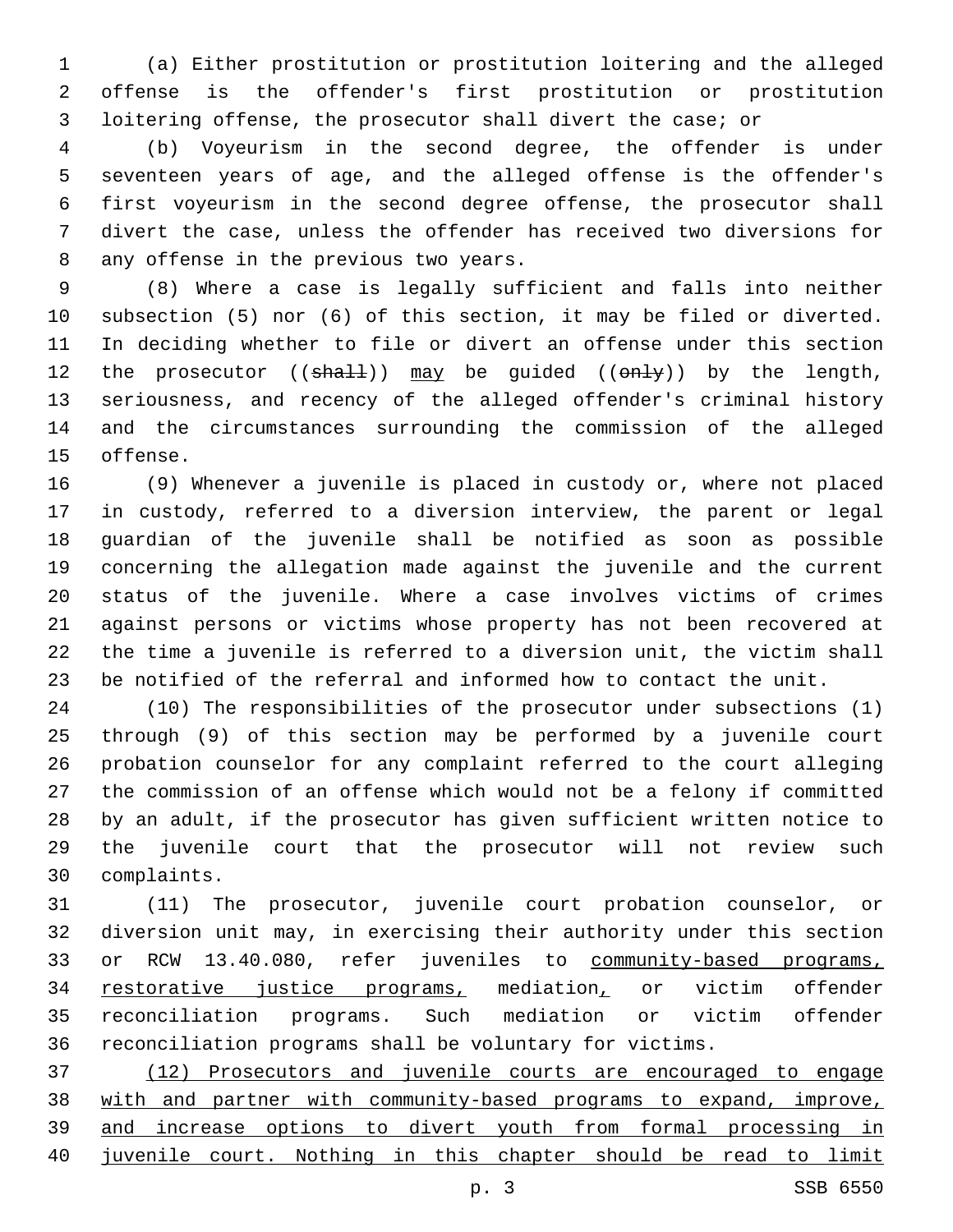(a) Either prostitution or prostitution loitering and the alleged offense is the offender's first prostitution or prostitution loitering offense, the prosecutor shall divert the case; or

(b) Voyeurism in the second degree, the offender is under seventeen years of age, and the alleged offense is the offender's first voyeurism in the second degree offense, the prosecutor shall divert the case, unless the offender has received two diversions for any offense in the previous two years.

(8) Where a case is legally sufficient and falls into neither subsection (5) nor (6) of this section, it may be filed or diverted. In deciding whether to file or divert an offense under this section the prosecutor ((~~shall~~)) <u>may</u> be guided ((~~only~~)) by the length, seriousness, and recency of the alleged offender's criminal history and the circumstances surrounding the commission of the alleged offense.

(9) Whenever a juvenile is placed in custody or, where not placed in custody, referred to a diversion interview, the parent or legal guardian of the juvenile shall be notified as soon as possible concerning the allegation made against the juvenile and the current status of the juvenile. Where a case involves victims of crimes against persons or victims whose property has not been recovered at the time a juvenile is referred to a diversion unit, the victim shall be notified of the referral and informed how to contact the unit.

(10) The responsibilities of the prosecutor under subsections (1) through (9) of this section may be performed by a juvenile court probation counselor for any complaint referred to the court alleging the commission of an offense which would not be a felony if committed by an adult, if the prosecutor has given sufficient written notice to the juvenile court that the prosecutor will not review such complaints.

(11) The prosecutor, juvenile court probation counselor, or diversion unit may, in exercising their authority under this section or RCW 13.40.080, refer juveniles to <u>community-based programs, restorative justice programs,</u> mediation<u>,</u> or victim offender reconciliation programs. Such mediation or victim offender reconciliation programs shall be voluntary for victims.

<u>(12) Prosecutors and juvenile courts are encouraged to engage with and partner with community-based programs to expand, improve, and increase options to divert youth from formal processing in juvenile court. Nothing in this chapter should be read to limit</u>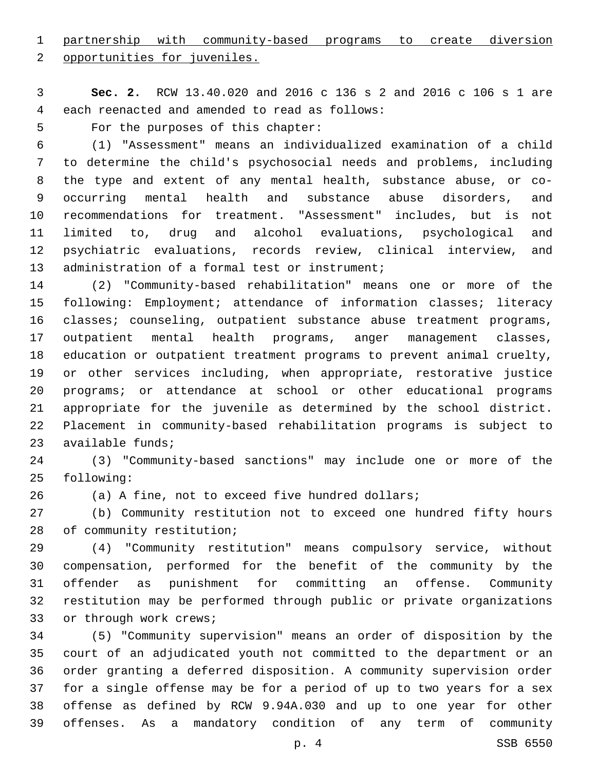partnership with community-based programs to create diversion opportunities for juveniles.

**Sec. 2.** RCW 13.40.020 and 2016 c 136 s 2 and 2016 c 106 s 1 are each reenacted and amended to read as follows:

For the purposes of this chapter:

(1) "Assessment" means an individualized examination of a child to determine the child's psychosocial needs and problems, including the type and extent of any mental health, substance abuse, or co-occurring mental health and substance abuse disorders, and recommendations for treatment. "Assessment" includes, but is not limited to, drug and alcohol evaluations, psychological and psychiatric evaluations, records review, clinical interview, and administration of a formal test or instrument;

(2) "Community-based rehabilitation" means one or more of the following: Employment; attendance of information classes; literacy classes; counseling, outpatient substance abuse treatment programs, outpatient mental health programs, anger management classes, education or outpatient treatment programs to prevent animal cruelty, or other services including, when appropriate, restorative justice programs; or attendance at school or other educational programs appropriate for the juvenile as determined by the school district. Placement in community-based rehabilitation programs is subject to available funds;

(3) "Community-based sanctions" may include one or more of the following:

(a) A fine, not to exceed five hundred dollars;

(b) Community restitution not to exceed one hundred fifty hours of community restitution;

(4) "Community restitution" means compulsory service, without compensation, performed for the benefit of the community by the offender as punishment for committing an offense. Community restitution may be performed through public or private organizations or through work crews;

(5) "Community supervision" means an order of disposition by the court of an adjudicated youth not committed to the department or an order granting a deferred disposition. A community supervision order for a single offense may be for a period of up to two years for a sex offense as defined by RCW 9.94A.030 and up to one year for other offenses. As a mandatory condition of any term of community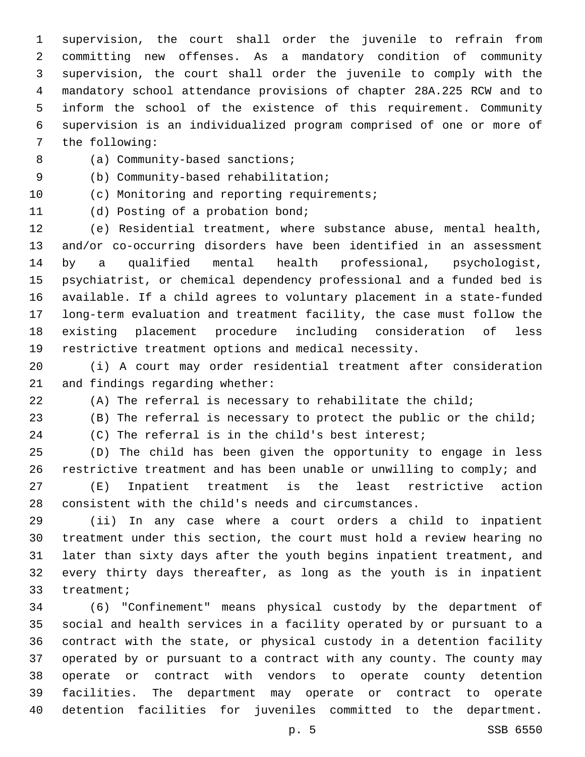supervision, the court shall order the juvenile to refrain from committing new offenses. As a mandatory condition of community supervision, the court shall order the juvenile to comply with the mandatory school attendance provisions of chapter 28A.225 RCW and to inform the school of the existence of this requirement. Community supervision is an individualized program comprised of one or more of the following:

(a) Community-based sanctions;

(b) Community-based rehabilitation;

(c) Monitoring and reporting requirements;

(d) Posting of a probation bond;

(e) Residential treatment, where substance abuse, mental health, and/or co-occurring disorders have been identified in an assessment by a qualified mental health professional, psychologist, psychiatrist, or chemical dependency professional and a funded bed is available. If a child agrees to voluntary placement in a state-funded long-term evaluation and treatment facility, the case must follow the existing placement procedure including consideration of less restrictive treatment options and medical necessity.

(i) A court may order residential treatment after consideration and findings regarding whether:

(A) The referral is necessary to rehabilitate the child;

(B) The referral is necessary to protect the public or the child;

(C) The referral is in the child's best interest;

(D) The child has been given the opportunity to engage in less restrictive treatment and has been unable or unwilling to comply; and

(E) Inpatient treatment is the least restrictive action consistent with the child's needs and circumstances.

(ii) In any case where a court orders a child to inpatient treatment under this section, the court must hold a review hearing no later than sixty days after the youth begins inpatient treatment, and every thirty days thereafter, as long as the youth is in inpatient treatment;

(6) "Confinement" means physical custody by the department of social and health services in a facility operated by or pursuant to a contract with the state, or physical custody in a detention facility operated by or pursuant to a contract with any county. The county may operate or contract with vendors to operate county detention facilities. The department may operate or contract to operate detention facilities for juveniles committed to the department.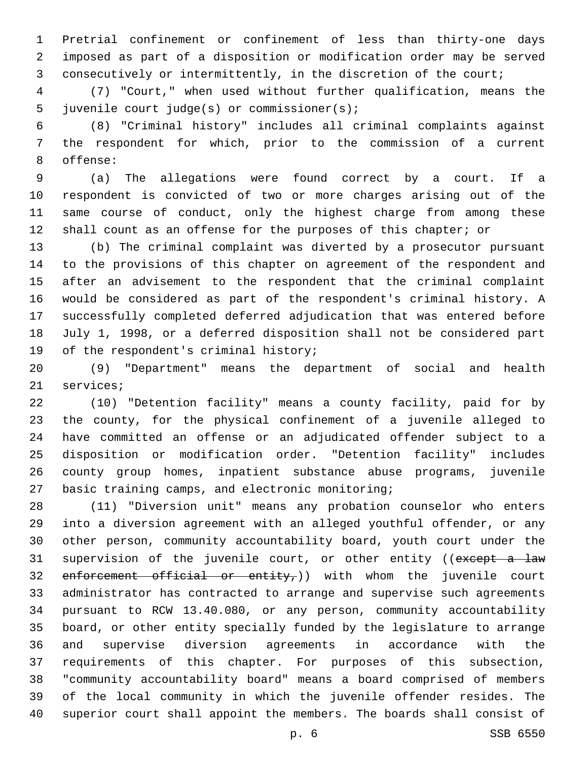Pretrial confinement or confinement of less than thirty-one days imposed as part of a disposition or modification order may be served consecutively or intermittently, in the discretion of the court;

(7) "Court," when used without further qualification, means the juvenile court judge(s) or commissioner(s);

(8) "Criminal history" includes all criminal complaints against the respondent for which, prior to the commission of a current offense:

(a) The allegations were found correct by a court. If a respondent is convicted of two or more charges arising out of the same course of conduct, only the highest charge from among these shall count as an offense for the purposes of this chapter; or

(b) The criminal complaint was diverted by a prosecutor pursuant to the provisions of this chapter on agreement of the respondent and after an advisement to the respondent that the criminal complaint would be considered as part of the respondent's criminal history. A successfully completed deferred adjudication that was entered before July 1, 1998, or a deferred disposition shall not be considered part of the respondent's criminal history;

(9) "Department" means the department of social and health services;

(10) "Detention facility" means a county facility, paid for by the county, for the physical confinement of a juvenile alleged to have committed an offense or an adjudicated offender subject to a disposition or modification order. "Detention facility" includes county group homes, inpatient substance abuse programs, juvenile basic training camps, and electronic monitoring;

(11) "Diversion unit" means any probation counselor who enters into a diversion agreement with an alleged youthful offender, or any other person, community accountability board, youth court under the supervision of the juvenile court, or other entity ((~~except a law enforcement official or entity,~~)) with whom the juvenile court administrator has contracted to arrange and supervise such agreements pursuant to RCW 13.40.080, or any person, community accountability board, or other entity specially funded by the legislature to arrange and supervise diversion agreements in accordance with the requirements of this chapter. For purposes of this subsection, "community accountability board" means a board comprised of members of the local community in which the juvenile offender resides. The superior court shall appoint the members. The boards shall consist of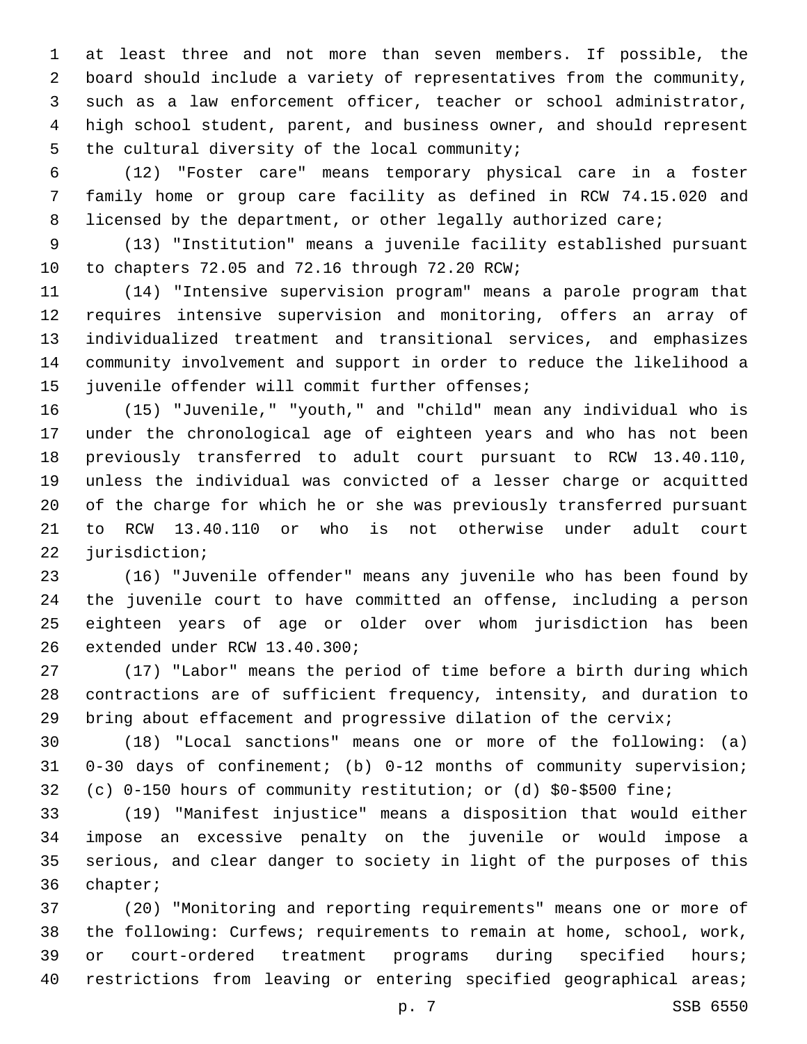at least three and not more than seven members. If possible, the board should include a variety of representatives from the community, such as a law enforcement officer, teacher or school administrator, high school student, parent, and business owner, and should represent the cultural diversity of the local community;

(12) "Foster care" means temporary physical care in a foster family home or group care facility as defined in RCW 74.15.020 and licensed by the department, or other legally authorized care;

(13) "Institution" means a juvenile facility established pursuant to chapters 72.05 and 72.16 through 72.20 RCW;

(14) "Intensive supervision program" means a parole program that requires intensive supervision and monitoring, offers an array of individualized treatment and transitional services, and emphasizes community involvement and support in order to reduce the likelihood a juvenile offender will commit further offenses;

(15) "Juvenile," "youth," and "child" mean any individual who is under the chronological age of eighteen years and who has not been previously transferred to adult court pursuant to RCW 13.40.110, unless the individual was convicted of a lesser charge or acquitted of the charge for which he or she was previously transferred pursuant to RCW 13.40.110 or who is not otherwise under adult court jurisdiction;

(16) "Juvenile offender" means any juvenile who has been found by the juvenile court to have committed an offense, including a person eighteen years of age or older over whom jurisdiction has been extended under RCW 13.40.300;

(17) "Labor" means the period of time before a birth during which contractions are of sufficient frequency, intensity, and duration to bring about effacement and progressive dilation of the cervix;

(18) "Local sanctions" means one or more of the following: (a) 0-30 days of confinement; (b) 0-12 months of community supervision; (c) 0-150 hours of community restitution; or (d) $0-$500 fine;

(19) "Manifest injustice" means a disposition that would either impose an excessive penalty on the juvenile or would impose a serious, and clear danger to society in light of the purposes of this chapter;

(20) "Monitoring and reporting requirements" means one or more of the following: Curfews; requirements to remain at home, school, work, or court-ordered treatment programs during specified hours; restrictions from leaving or entering specified geographical areas;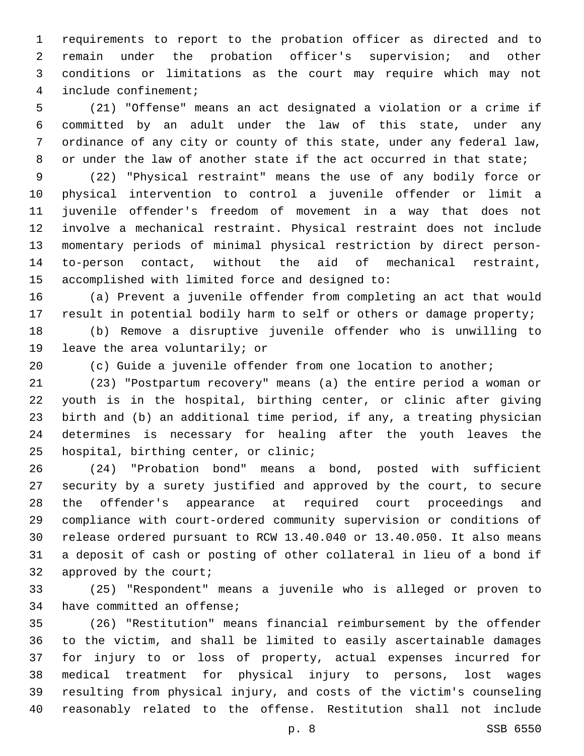requirements to report to the probation officer as directed and to remain under the probation officer's supervision; and other conditions or limitations as the court may require which may not include confinement;

(21) "Offense" means an act designated a violation or a crime if committed by an adult under the law of this state, under any ordinance of any city or county of this state, under any federal law, or under the law of another state if the act occurred in that state;

(22) "Physical restraint" means the use of any bodily force or physical intervention to control a juvenile offender or limit a juvenile offender's freedom of movement in a way that does not involve a mechanical restraint. Physical restraint does not include momentary periods of minimal physical restriction by direct person-to-person contact, without the aid of mechanical restraint, accomplished with limited force and designed to:

(a) Prevent a juvenile offender from completing an act that would result in potential bodily harm to self or others or damage property;

(b) Remove a disruptive juvenile offender who is unwilling to leave the area voluntarily; or

(c) Guide a juvenile offender from one location to another;

(23) "Postpartum recovery" means (a) the entire period a woman or youth is in the hospital, birthing center, or clinic after giving birth and (b) an additional time period, if any, a treating physician determines is necessary for healing after the youth leaves the hospital, birthing center, or clinic;

(24) "Probation bond" means a bond, posted with sufficient security by a surety justified and approved by the court, to secure the offender's appearance at required court proceedings and compliance with court-ordered community supervision or conditions of release ordered pursuant to RCW 13.40.040 or 13.40.050. It also means a deposit of cash or posting of other collateral in lieu of a bond if approved by the court;

(25) "Respondent" means a juvenile who is alleged or proven to have committed an offense;

(26) "Restitution" means financial reimbursement by the offender to the victim, and shall be limited to easily ascertainable damages for injury to or loss of property, actual expenses incurred for medical treatment for physical injury to persons, lost wages resulting from physical injury, and costs of the victim's counseling reasonably related to the offense. Restitution shall not include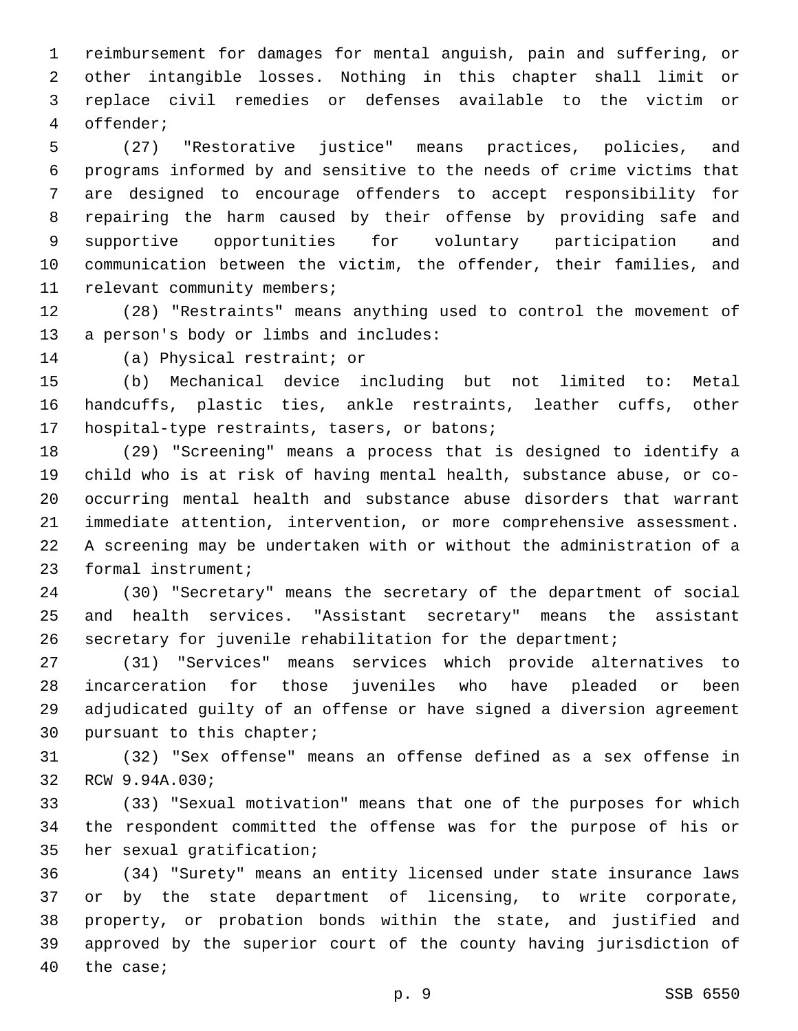reimbursement for damages for mental anguish, pain and suffering, or other intangible losses. Nothing in this chapter shall limit or replace civil remedies or defenses available to the victim or offender;

(27) "Restorative justice" means practices, policies, and programs informed by and sensitive to the needs of crime victims that are designed to encourage offenders to accept responsibility for repairing the harm caused by their offense by providing safe and supportive opportunities for voluntary participation and communication between the victim, the offender, their families, and relevant community members;

(28) "Restraints" means anything used to control the movement of a person's body or limbs and includes:

(a) Physical restraint; or

(b) Mechanical device including but not limited to: Metal handcuffs, plastic ties, ankle restraints, leather cuffs, other hospital-type restraints, tasers, or batons;

(29) "Screening" means a process that is designed to identify a child who is at risk of having mental health, substance abuse, or co-occurring mental health and substance abuse disorders that warrant immediate attention, intervention, or more comprehensive assessment. A screening may be undertaken with or without the administration of a formal instrument;

(30) "Secretary" means the secretary of the department of social and health services. "Assistant secretary" means the assistant secretary for juvenile rehabilitation for the department;

(31) "Services" means services which provide alternatives to incarceration for those juveniles who have pleaded or been adjudicated guilty of an offense or have signed a diversion agreement pursuant to this chapter;

(32) "Sex offense" means an offense defined as a sex offense in RCW 9.94A.030;

(33) "Sexual motivation" means that one of the purposes for which the respondent committed the offense was for the purpose of his or her sexual gratification;

(34) "Surety" means an entity licensed under state insurance laws or by the state department of licensing, to write corporate, property, or probation bonds within the state, and justified and approved by the superior court of the county having jurisdiction of the case;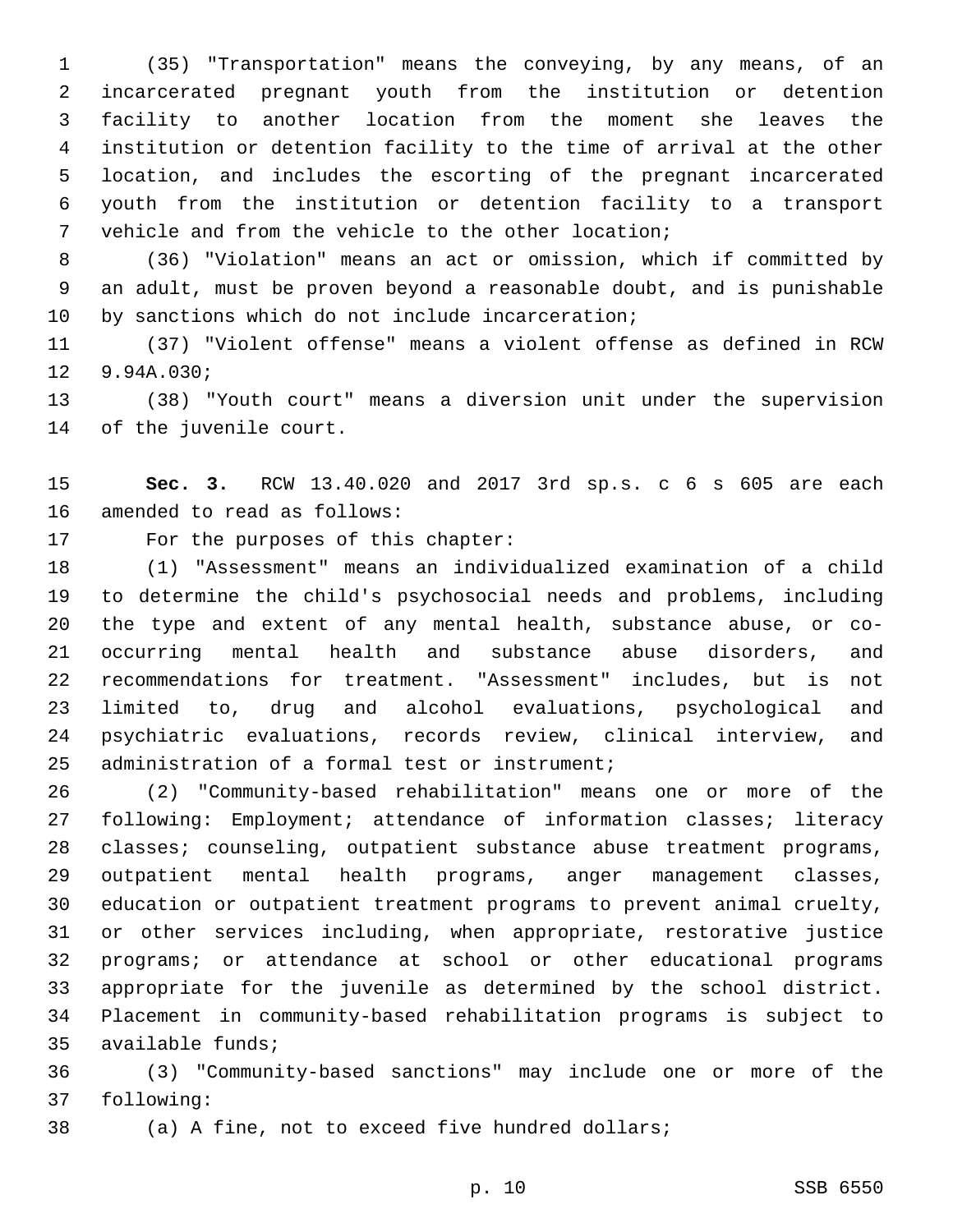(35) "Transportation" means the conveying, by any means, of an incarcerated pregnant youth from the institution or detention facility to another location from the moment she leaves the institution or detention facility to the time of arrival at the other location, and includes the escorting of the pregnant incarcerated youth from the institution or detention facility to a transport vehicle and from the vehicle to the other location;

(36) "Violation" means an act or omission, which if committed by an adult, must be proven beyond a reasonable doubt, and is punishable by sanctions which do not include incarceration;

(37) "Violent offense" means a violent offense as defined in RCW 9.94A.030;

(38) "Youth court" means a diversion unit under the supervision of the juvenile court.

**Sec. 3.** RCW 13.40.020 and 2017 3rd sp.s. c 6 s 605 are each amended to read as follows:

For the purposes of this chapter:

(1) "Assessment" means an individualized examination of a child to determine the child's psychosocial needs and problems, including the type and extent of any mental health, substance abuse, or co-occurring mental health and substance abuse disorders, and recommendations for treatment. "Assessment" includes, but is not limited to, drug and alcohol evaluations, psychological and psychiatric evaluations, records review, clinical interview, and administration of a formal test or instrument;

(2) "Community-based rehabilitation" means one or more of the following: Employment; attendance of information classes; literacy classes; counseling, outpatient substance abuse treatment programs, outpatient mental health programs, anger management classes, education or outpatient treatment programs to prevent animal cruelty, or other services including, when appropriate, restorative justice programs; or attendance at school or other educational programs appropriate for the juvenile as determined by the school district. Placement in community-based rehabilitation programs is subject to available funds;

(3) "Community-based sanctions" may include one or more of the following:

(a) A fine, not to exceed five hundred dollars;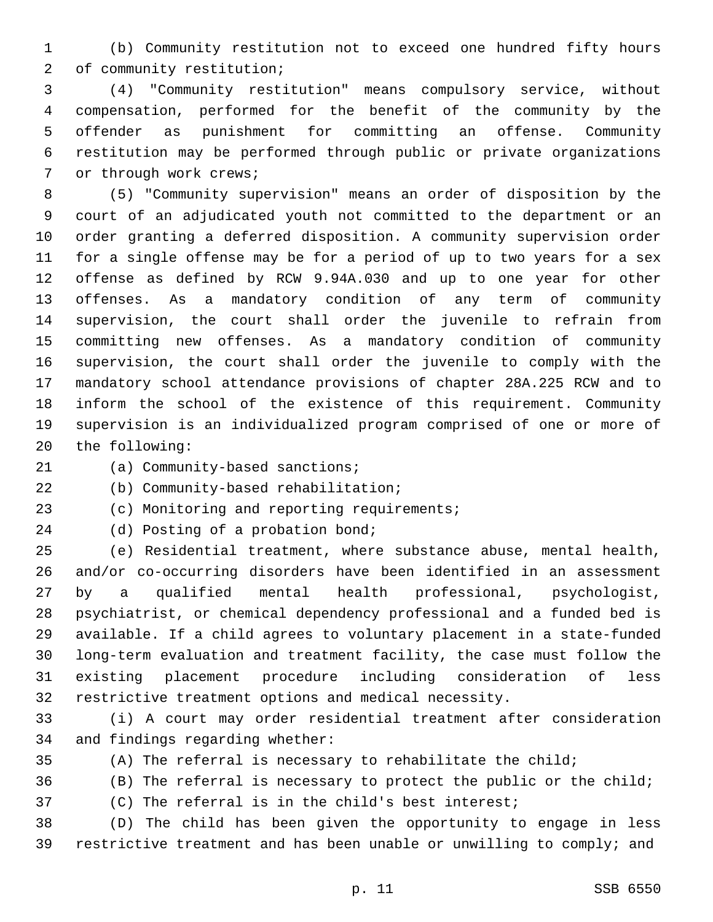(b) Community restitution not to exceed one hundred fifty hours of community restitution;

(4) "Community restitution" means compulsory service, without compensation, performed for the benefit of the community by the offender as punishment for committing an offense. Community restitution may be performed through public or private organizations or through work crews;

(5) "Community supervision" means an order of disposition by the court of an adjudicated youth not committed to the department or an order granting a deferred disposition. A community supervision order for a single offense may be for a period of up to two years for a sex offense as defined by RCW 9.94A.030 and up to one year for other offenses. As a mandatory condition of any term of community supervision, the court shall order the juvenile to refrain from committing new offenses. As a mandatory condition of community supervision, the court shall order the juvenile to comply with the mandatory school attendance provisions of chapter 28A.225 RCW and to inform the school of the existence of this requirement. Community supervision is an individualized program comprised of one or more of the following:

(a) Community-based sanctions;

(b) Community-based rehabilitation;

(c) Monitoring and reporting requirements;

(d) Posting of a probation bond;

(e) Residential treatment, where substance abuse, mental health, and/or co-occurring disorders have been identified in an assessment by a qualified mental health professional, psychologist, psychiatrist, or chemical dependency professional and a funded bed is available. If a child agrees to voluntary placement in a state-funded long-term evaluation and treatment facility, the case must follow the existing placement procedure including consideration of less restrictive treatment options and medical necessity.

(i) A court may order residential treatment after consideration and findings regarding whether:

(A) The referral is necessary to rehabilitate the child;

(B) The referral is necessary to protect the public or the child;

(C) The referral is in the child's best interest;

(D) The child has been given the opportunity to engage in less restrictive treatment and has been unable or unwilling to comply; and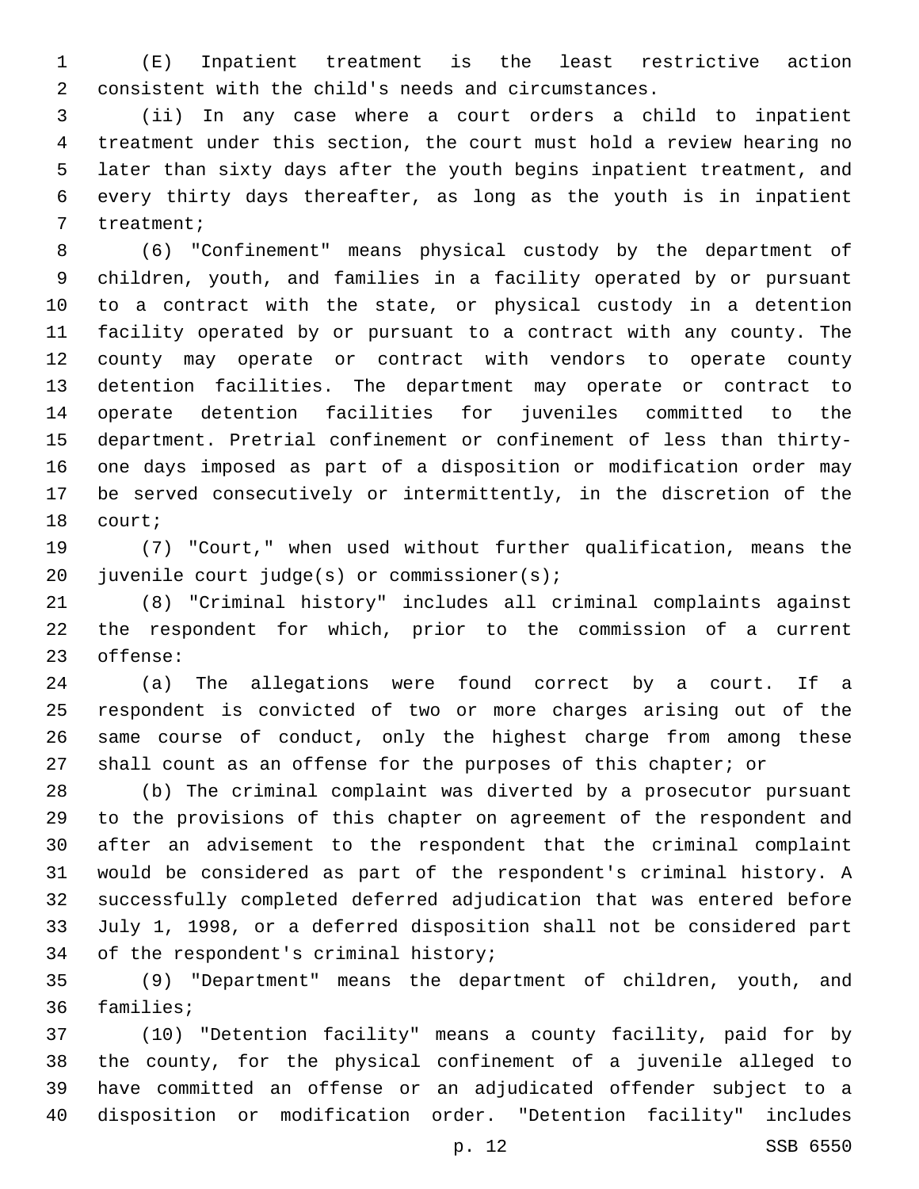(E) Inpatient treatment is the least restrictive action consistent with the child's needs and circumstances.

(ii) In any case where a court orders a child to inpatient treatment under this section, the court must hold a review hearing no later than sixty days after the youth begins inpatient treatment, and every thirty days thereafter, as long as the youth is in inpatient treatment;

(6) "Confinement" means physical custody by the department of children, youth, and families in a facility operated by or pursuant to a contract with the state, or physical custody in a detention facility operated by or pursuant to a contract with any county. The county may operate or contract with vendors to operate county detention facilities. The department may operate or contract to operate detention facilities for juveniles committed to the department. Pretrial confinement or confinement of less than thirty-one days imposed as part of a disposition or modification order may be served consecutively or intermittently, in the discretion of the court;

(7) "Court," when used without further qualification, means the juvenile court judge(s) or commissioner(s);

(8) "Criminal history" includes all criminal complaints against the respondent for which, prior to the commission of a current offense:

(a) The allegations were found correct by a court. If a respondent is convicted of two or more charges arising out of the same course of conduct, only the highest charge from among these shall count as an offense for the purposes of this chapter; or

(b) The criminal complaint was diverted by a prosecutor pursuant to the provisions of this chapter on agreement of the respondent and after an advisement to the respondent that the criminal complaint would be considered as part of the respondent's criminal history. A successfully completed deferred adjudication that was entered before July 1, 1998, or a deferred disposition shall not be considered part of the respondent's criminal history;

(9) "Department" means the department of children, youth, and families;

(10) "Detention facility" means a county facility, paid for by the county, for the physical confinement of a juvenile alleged to have committed an offense or an adjudicated offender subject to a disposition or modification order. "Detention facility" includes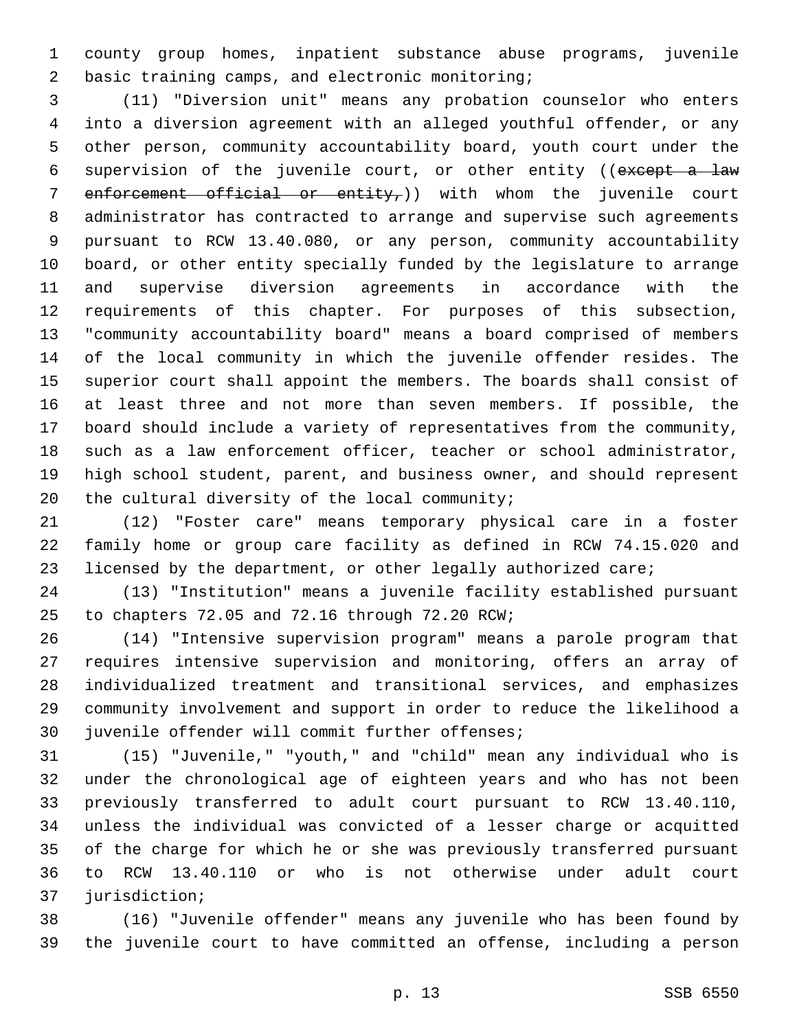county group homes, inpatient substance abuse programs, juvenile basic training camps, and electronic monitoring;

(11) "Diversion unit" means any probation counselor who enters into a diversion agreement with an alleged youthful offender, or any other person, community accountability board, youth court under the supervision of the juvenile court, or other entity ((~~except a law enforcement official or entity,~~)) with whom the juvenile court administrator has contracted to arrange and supervise such agreements pursuant to RCW 13.40.080, or any person, community accountability board, or other entity specially funded by the legislature to arrange and supervise diversion agreements in accordance with the requirements of this chapter. For purposes of this subsection, "community accountability board" means a board comprised of members of the local community in which the juvenile offender resides. The superior court shall appoint the members. The boards shall consist of at least three and not more than seven members. If possible, the board should include a variety of representatives from the community, such as a law enforcement officer, teacher or school administrator, high school student, parent, and business owner, and should represent the cultural diversity of the local community;

(12) "Foster care" means temporary physical care in a foster family home or group care facility as defined in RCW 74.15.020 and licensed by the department, or other legally authorized care;

(13) "Institution" means a juvenile facility established pursuant to chapters 72.05 and 72.16 through 72.20 RCW;

(14) "Intensive supervision program" means a parole program that requires intensive supervision and monitoring, offers an array of individualized treatment and transitional services, and emphasizes community involvement and support in order to reduce the likelihood a juvenile offender will commit further offenses;

(15) "Juvenile," "youth," and "child" mean any individual who is under the chronological age of eighteen years and who has not been previously transferred to adult court pursuant to RCW 13.40.110, unless the individual was convicted of a lesser charge or acquitted of the charge for which he or she was previously transferred pursuant to RCW 13.40.110 or who is not otherwise under adult court jurisdiction;

(16) "Juvenile offender" means any juvenile who has been found by the juvenile court to have committed an offense, including a person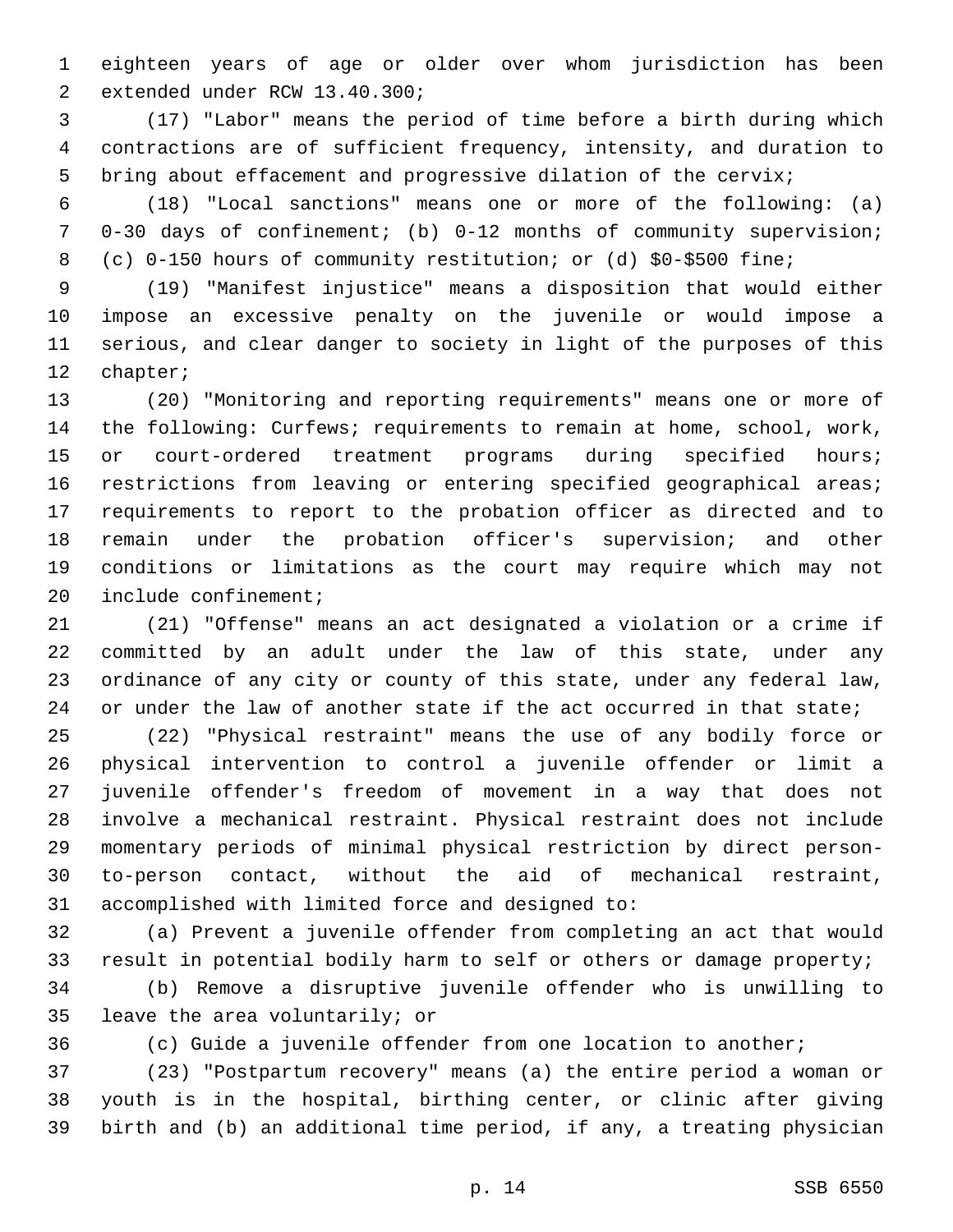eighteen years of age or older over whom jurisdiction has been extended under RCW 13.40.300;

(17) "Labor" means the period of time before a birth during which contractions are of sufficient frequency, intensity, and duration to bring about effacement and progressive dilation of the cervix;

(18) "Local sanctions" means one or more of the following: (a) 0-30 days of confinement; (b) 0-12 months of community supervision; (c) 0-150 hours of community restitution; or (d) $0-$500 fine;

(19) "Manifest injustice" means a disposition that would either impose an excessive penalty on the juvenile or would impose a serious, and clear danger to society in light of the purposes of this chapter;

(20) "Monitoring and reporting requirements" means one or more of the following: Curfews; requirements to remain at home, school, work, or court-ordered treatment programs during specified hours; restrictions from leaving or entering specified geographical areas; requirements to report to the probation officer as directed and to remain under the probation officer's supervision; and other conditions or limitations as the court may require which may not include confinement;

(21) "Offense" means an act designated a violation or a crime if committed by an adult under the law of this state, under any ordinance of any city or county of this state, under any federal law, or under the law of another state if the act occurred in that state;

(22) "Physical restraint" means the use of any bodily force or physical intervention to control a juvenile offender or limit a juvenile offender's freedom of movement in a way that does not involve a mechanical restraint. Physical restraint does not include momentary periods of minimal physical restriction by direct person-to-person contact, without the aid of mechanical restraint, accomplished with limited force and designed to:

(a) Prevent a juvenile offender from completing an act that would result in potential bodily harm to self or others or damage property;

(b) Remove a disruptive juvenile offender who is unwilling to leave the area voluntarily; or

(c) Guide a juvenile offender from one location to another;

(23) "Postpartum recovery" means (a) the entire period a woman or youth is in the hospital, birthing center, or clinic after giving birth and (b) an additional time period, if any, a treating physician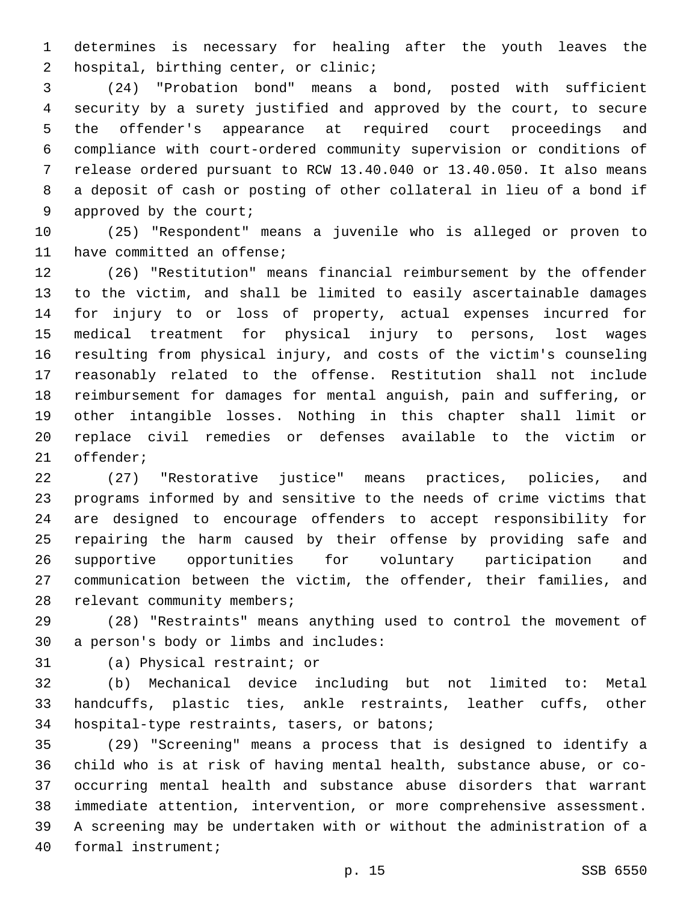determines is necessary for healing after the youth leaves the hospital, birthing center, or clinic;

(24) "Probation bond" means a bond, posted with sufficient security by a surety justified and approved by the court, to secure the offender's appearance at required court proceedings and compliance with court-ordered community supervision or conditions of release ordered pursuant to RCW 13.40.040 or 13.40.050. It also means a deposit of cash or posting of other collateral in lieu of a bond if approved by the court;

(25) "Respondent" means a juvenile who is alleged or proven to have committed an offense;

(26) "Restitution" means financial reimbursement by the offender to the victim, and shall be limited to easily ascertainable damages for injury to or loss of property, actual expenses incurred for medical treatment for physical injury to persons, lost wages resulting from physical injury, and costs of the victim's counseling reasonably related to the offense. Restitution shall not include reimbursement for damages for mental anguish, pain and suffering, or other intangible losses. Nothing in this chapter shall limit or replace civil remedies or defenses available to the victim or offender;

(27) "Restorative justice" means practices, policies, and programs informed by and sensitive to the needs of crime victims that are designed to encourage offenders to accept responsibility for repairing the harm caused by their offense by providing safe and supportive opportunities for voluntary participation and communication between the victim, the offender, their families, and relevant community members;

(28) "Restraints" means anything used to control the movement of a person's body or limbs and includes:

(a) Physical restraint; or

(b) Mechanical device including but not limited to: Metal handcuffs, plastic ties, ankle restraints, leather cuffs, other hospital-type restraints, tasers, or batons;

(29) "Screening" means a process that is designed to identify a child who is at risk of having mental health, substance abuse, or co-occurring mental health and substance abuse disorders that warrant immediate attention, intervention, or more comprehensive assessment. A screening may be undertaken with or without the administration of a formal instrument;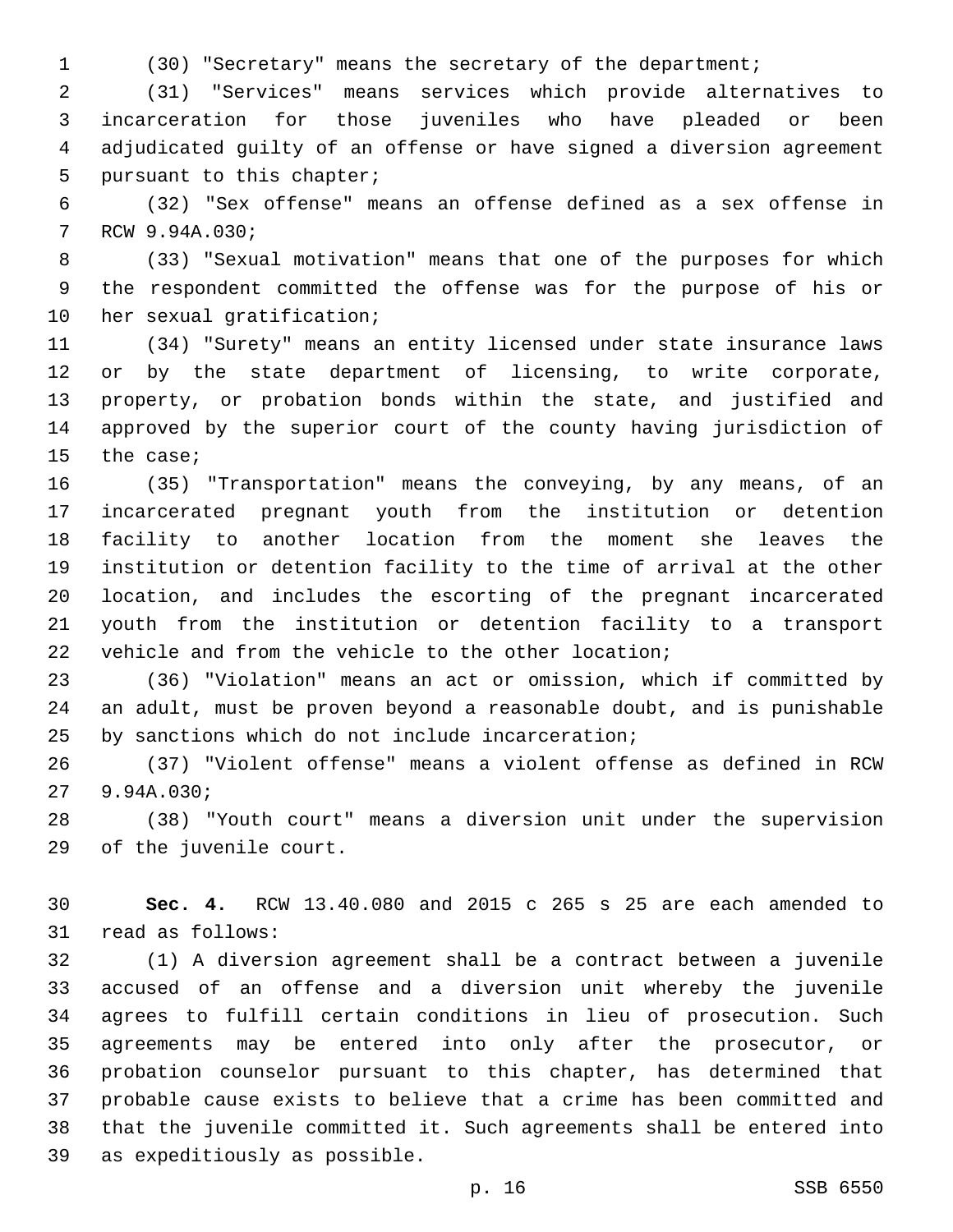(30) "Secretary" means the secretary of the department;

(31) "Services" means services which provide alternatives to incarceration for those juveniles who have pleaded or been adjudicated guilty of an offense or have signed a diversion agreement pursuant to this chapter;

(32) "Sex offense" means an offense defined as a sex offense in RCW 9.94A.030;

(33) "Sexual motivation" means that one of the purposes for which the respondent committed the offense was for the purpose of his or her sexual gratification;

(34) "Surety" means an entity licensed under state insurance laws or by the state department of licensing, to write corporate, property, or probation bonds within the state, and justified and approved by the superior court of the county having jurisdiction of the case;

(35) "Transportation" means the conveying, by any means, of an incarcerated pregnant youth from the institution or detention facility to another location from the moment she leaves the institution or detention facility to the time of arrival at the other location, and includes the escorting of the pregnant incarcerated youth from the institution or detention facility to a transport vehicle and from the vehicle to the other location;

(36) "Violation" means an act or omission, which if committed by an adult, must be proven beyond a reasonable doubt, and is punishable by sanctions which do not include incarceration;

(37) "Violent offense" means a violent offense as defined in RCW 9.94A.030;

(38) "Youth court" means a diversion unit under the supervision of the juvenile court.

**Sec. 4.** RCW 13.40.080 and 2015 c 265 s 25 are each amended to read as follows:

(1) A diversion agreement shall be a contract between a juvenile accused of an offense and a diversion unit whereby the juvenile agrees to fulfill certain conditions in lieu of prosecution. Such agreements may be entered into only after the prosecutor, or probation counselor pursuant to this chapter, has determined that probable cause exists to believe that a crime has been committed and that the juvenile committed it. Such agreements shall be entered into as expeditiously as possible.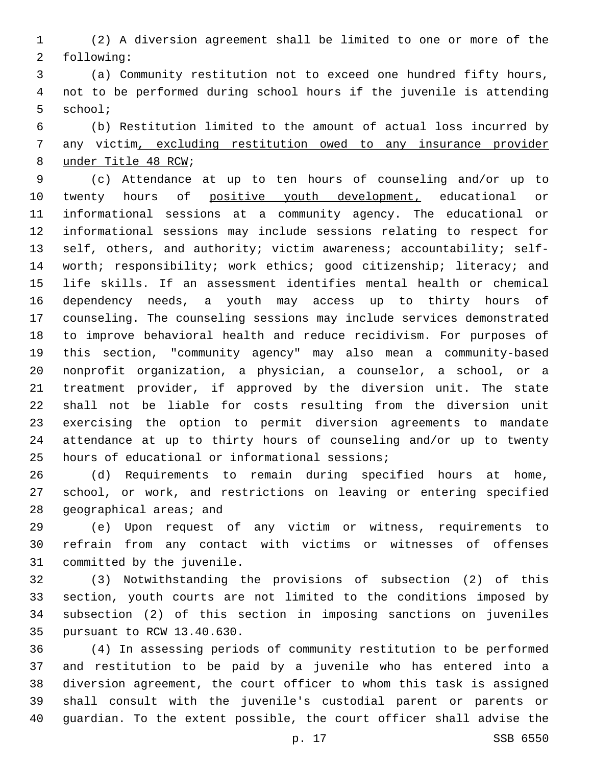(2) A diversion agreement shall be limited to one or more of the following:

(a) Community restitution not to exceed one hundred fifty hours, not to be performed during school hours if the juvenile is attending school;

(b) Restitution limited to the amount of actual loss incurred by any victim<u>, excluding restitution owed to any insurance provider under Title 48 RCW</u>;

(c) Attendance at up to ten hours of counseling and/or up to twenty hours of <u>positive youth development,</u> educational or informational sessions at a community agency. The educational or informational sessions may include sessions relating to respect for self, others, and authority; victim awareness; accountability; self-worth; responsibility; work ethics; good citizenship; literacy; and life skills. If an assessment identifies mental health or chemical dependency needs, a youth may access up to thirty hours of counseling. The counseling sessions may include services demonstrated to improve behavioral health and reduce recidivism. For purposes of this section, "community agency" may also mean a community-based nonprofit organization, a physician, a counselor, a school, or a treatment provider, if approved by the diversion unit. The state shall not be liable for costs resulting from the diversion unit exercising the option to permit diversion agreements to mandate attendance at up to thirty hours of counseling and/or up to twenty hours of educational or informational sessions;

(d) Requirements to remain during specified hours at home, school, or work, and restrictions on leaving or entering specified geographical areas; and

(e) Upon request of any victim or witness, requirements to refrain from any contact with victims or witnesses of offenses committed by the juvenile.

(3) Notwithstanding the provisions of subsection (2) of this section, youth courts are not limited to the conditions imposed by subsection (2) of this section in imposing sanctions on juveniles pursuant to RCW 13.40.630.

(4) In assessing periods of community restitution to be performed and restitution to be paid by a juvenile who has entered into a diversion agreement, the court officer to whom this task is assigned shall consult with the juvenile's custodial parent or parents or guardian. To the extent possible, the court officer shall advise the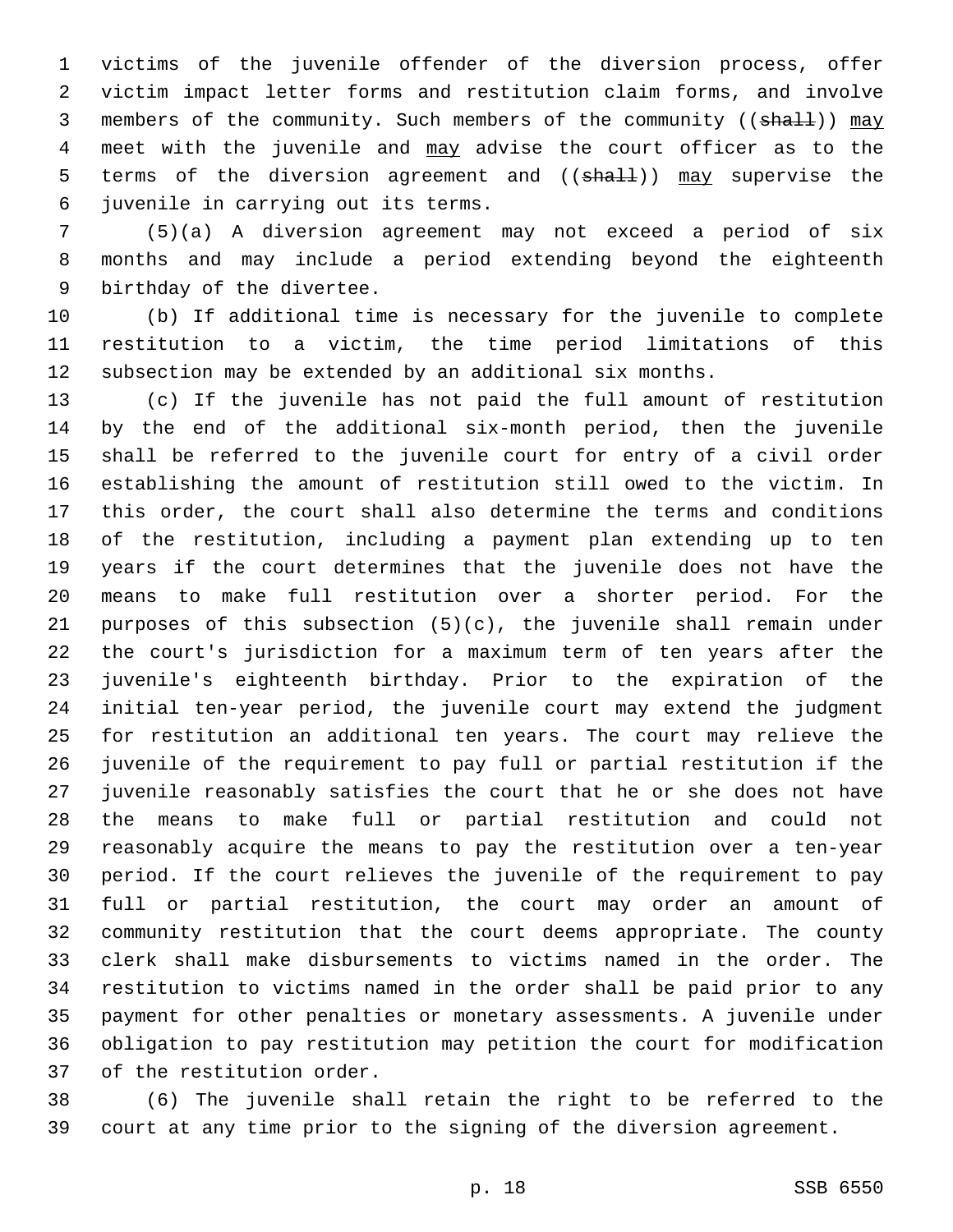victims of the juvenile offender of the diversion process, offer victim impact letter forms and restitution claim forms, and involve members of the community. Such members of the community ((~~shall~~)) <u>may</u> meet with the juvenile and <u>may</u> advise the court officer as to the terms of the diversion agreement and ((~~shall~~)) <u>may</u> supervise the juvenile in carrying out its terms.

(5)(a) A diversion agreement may not exceed a period of six months and may include a period extending beyond the eighteenth birthday of the divertee.

(b) If additional time is necessary for the juvenile to complete restitution to a victim, the time period limitations of this subsection may be extended by an additional six months.

(c) If the juvenile has not paid the full amount of restitution by the end of the additional six-month period, then the juvenile shall be referred to the juvenile court for entry of a civil order establishing the amount of restitution still owed to the victim. In this order, the court shall also determine the terms and conditions of the restitution, including a payment plan extending up to ten years if the court determines that the juvenile does not have the means to make full restitution over a shorter period. For the purposes of this subsection (5)(c), the juvenile shall remain under the court's jurisdiction for a maximum term of ten years after the juvenile's eighteenth birthday. Prior to the expiration of the initial ten-year period, the juvenile court may extend the judgment for restitution an additional ten years. The court may relieve the juvenile of the requirement to pay full or partial restitution if the juvenile reasonably satisfies the court that he or she does not have the means to make full or partial restitution and could not reasonably acquire the means to pay the restitution over a ten-year period. If the court relieves the juvenile of the requirement to pay full or partial restitution, the court may order an amount of community restitution that the court deems appropriate. The county clerk shall make disbursements to victims named in the order. The restitution to victims named in the order shall be paid prior to any payment for other penalties or monetary assessments. A juvenile under obligation to pay restitution may petition the court for modification of the restitution order.

(6) The juvenile shall retain the right to be referred to the court at any time prior to the signing of the diversion agreement.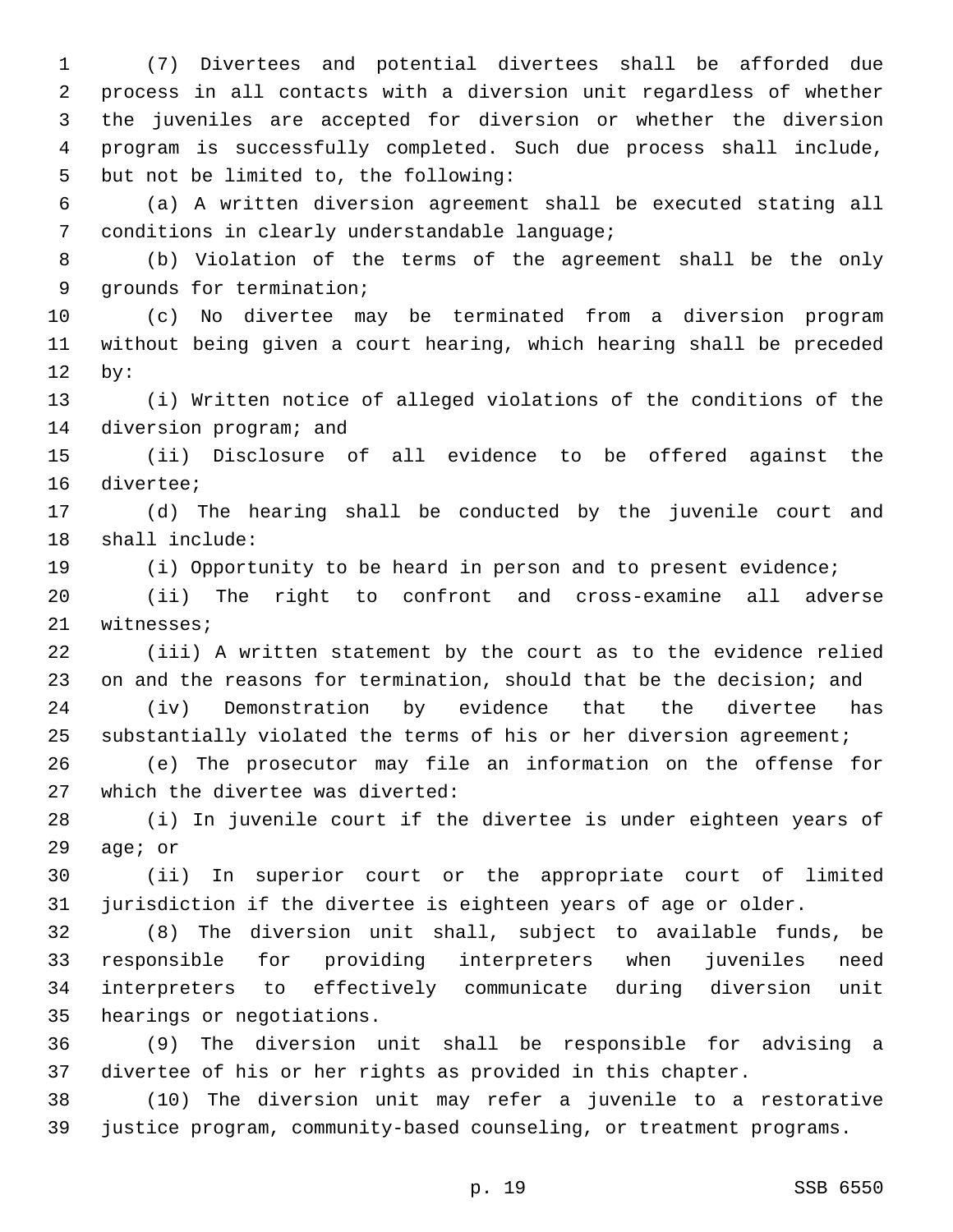(7) Divertees and potential divertees shall be afforded due process in all contacts with a diversion unit regardless of whether the juveniles are accepted for diversion or whether the diversion program is successfully completed. Such due process shall include, but not be limited to, the following:

(a) A written diversion agreement shall be executed stating all conditions in clearly understandable language;

(b) Violation of the terms of the agreement shall be the only grounds for termination;

(c) No divertee may be terminated from a diversion program without being given a court hearing, which hearing shall be preceded by:

(i) Written notice of alleged violations of the conditions of the diversion program; and

(ii) Disclosure of all evidence to be offered against the divertee;

(d) The hearing shall be conducted by the juvenile court and shall include:

(i) Opportunity to be heard in person and to present evidence;

(ii) The right to confront and cross-examine all adverse witnesses;

(iii) A written statement by the court as to the evidence relied on and the reasons for termination, should that be the decision; and

(iv) Demonstration by evidence that the divertee has substantially violated the terms of his or her diversion agreement;

(e) The prosecutor may file an information on the offense for which the divertee was diverted:

(i) In juvenile court if the divertee is under eighteen years of age; or

(ii) In superior court or the appropriate court of limited jurisdiction if the divertee is eighteen years of age or older.

(8) The diversion unit shall, subject to available funds, be responsible for providing interpreters when juveniles need interpreters to effectively communicate during diversion unit hearings or negotiations.

(9) The diversion unit shall be responsible for advising a divertee of his or her rights as provided in this chapter.

(10) The diversion unit may refer a juvenile to a restorative justice program, community-based counseling, or treatment programs.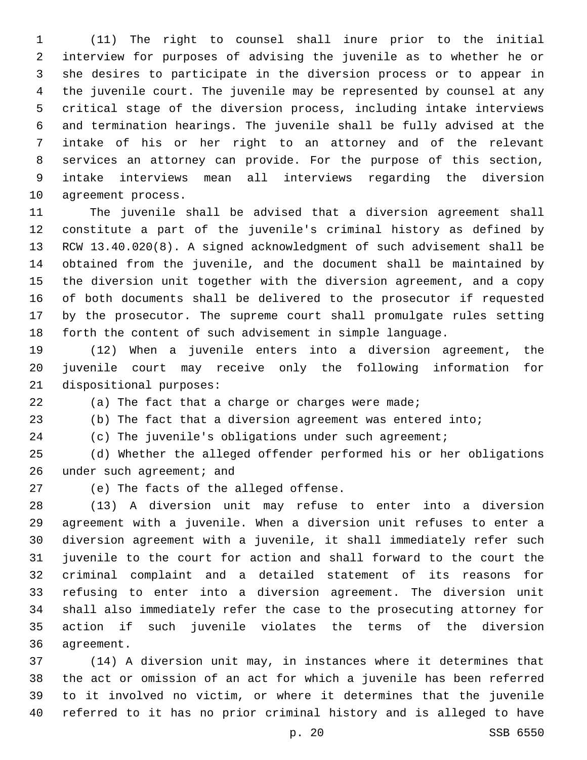(11) The right to counsel shall inure prior to the initial interview for purposes of advising the juvenile as to whether he or she desires to participate in the diversion process or to appear in the juvenile court. The juvenile may be represented by counsel at any critical stage of the diversion process, including intake interviews and termination hearings. The juvenile shall be fully advised at the intake of his or her right to an attorney and of the relevant services an attorney can provide. For the purpose of this section, intake interviews mean all interviews regarding the diversion agreement process.

The juvenile shall be advised that a diversion agreement shall constitute a part of the juvenile's criminal history as defined by RCW 13.40.020(8). A signed acknowledgment of such advisement shall be obtained from the juvenile, and the document shall be maintained by the diversion unit together with the diversion agreement, and a copy of both documents shall be delivered to the prosecutor if requested by the prosecutor. The supreme court shall promulgate rules setting forth the content of such advisement in simple language.

(12) When a juvenile enters into a diversion agreement, the juvenile court may receive only the following information for dispositional purposes:

(a) The fact that a charge or charges were made;

(b) The fact that a diversion agreement was entered into;

(c) The juvenile's obligations under such agreement;

(d) Whether the alleged offender performed his or her obligations under such agreement; and

(e) The facts of the alleged offense.

(13) A diversion unit may refuse to enter into a diversion agreement with a juvenile. When a diversion unit refuses to enter a diversion agreement with a juvenile, it shall immediately refer such juvenile to the court for action and shall forward to the court the criminal complaint and a detailed statement of its reasons for refusing to enter into a diversion agreement. The diversion unit shall also immediately refer the case to the prosecuting attorney for action if such juvenile violates the terms of the diversion agreement.

(14) A diversion unit may, in instances where it determines that the act or omission of an act for which a juvenile has been referred to it involved no victim, or where it determines that the juvenile referred to it has no prior criminal history and is alleged to have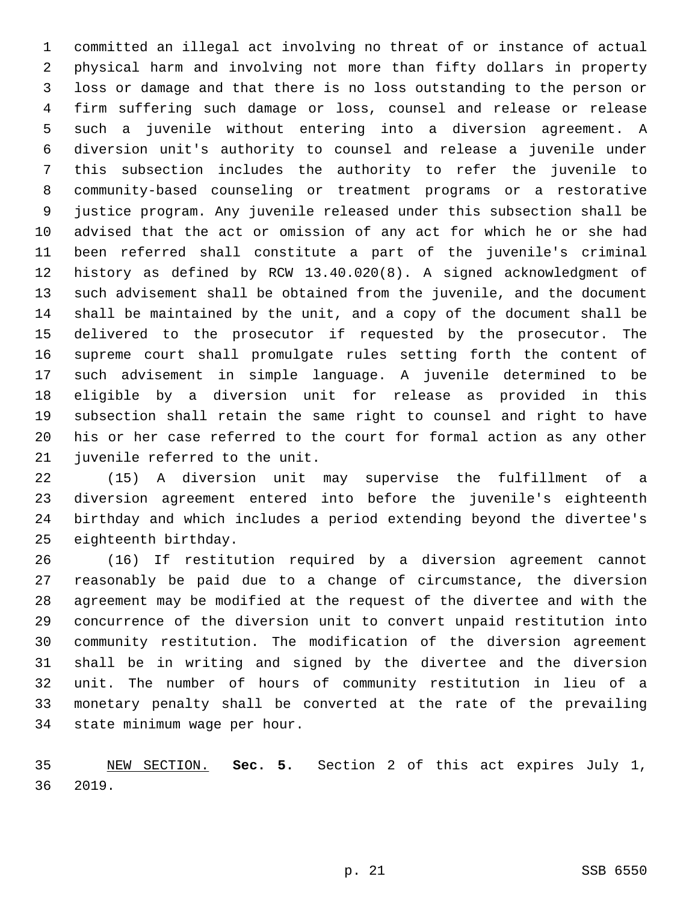committed an illegal act involving no threat of or instance of actual physical harm and involving not more than fifty dollars in property loss or damage and that there is no loss outstanding to the person or firm suffering such damage or loss, counsel and release or release such a juvenile without entering into a diversion agreement. A diversion unit's authority to counsel and release a juvenile under this subsection includes the authority to refer the juvenile to community-based counseling or treatment programs or a restorative justice program. Any juvenile released under this subsection shall be advised that the act or omission of any act for which he or she had been referred shall constitute a part of the juvenile's criminal history as defined by RCW 13.40.020(8). A signed acknowledgment of such advisement shall be obtained from the juvenile, and the document shall be maintained by the unit, and a copy of the document shall be delivered to the prosecutor if requested by the prosecutor. The supreme court shall promulgate rules setting forth the content of such advisement in simple language. A juvenile determined to be eligible by a diversion unit for release as provided in this subsection shall retain the same right to counsel and right to have his or her case referred to the court for formal action as any other juvenile referred to the unit.

(15) A diversion unit may supervise the fulfillment of a diversion agreement entered into before the juvenile's eighteenth birthday and which includes a period extending beyond the divertee's eighteenth birthday.

(16) If restitution required by a diversion agreement cannot reasonably be paid due to a change of circumstance, the diversion agreement may be modified at the request of the divertee and with the concurrence of the diversion unit to convert unpaid restitution into community restitution. The modification of the diversion agreement shall be in writing and signed by the divertee and the diversion unit. The number of hours of community restitution in lieu of a monetary penalty shall be converted at the rate of the prevailing state minimum wage per hour.

NEW SECTION. **Sec. 5.** Section 2 of this act expires July 1, 2019.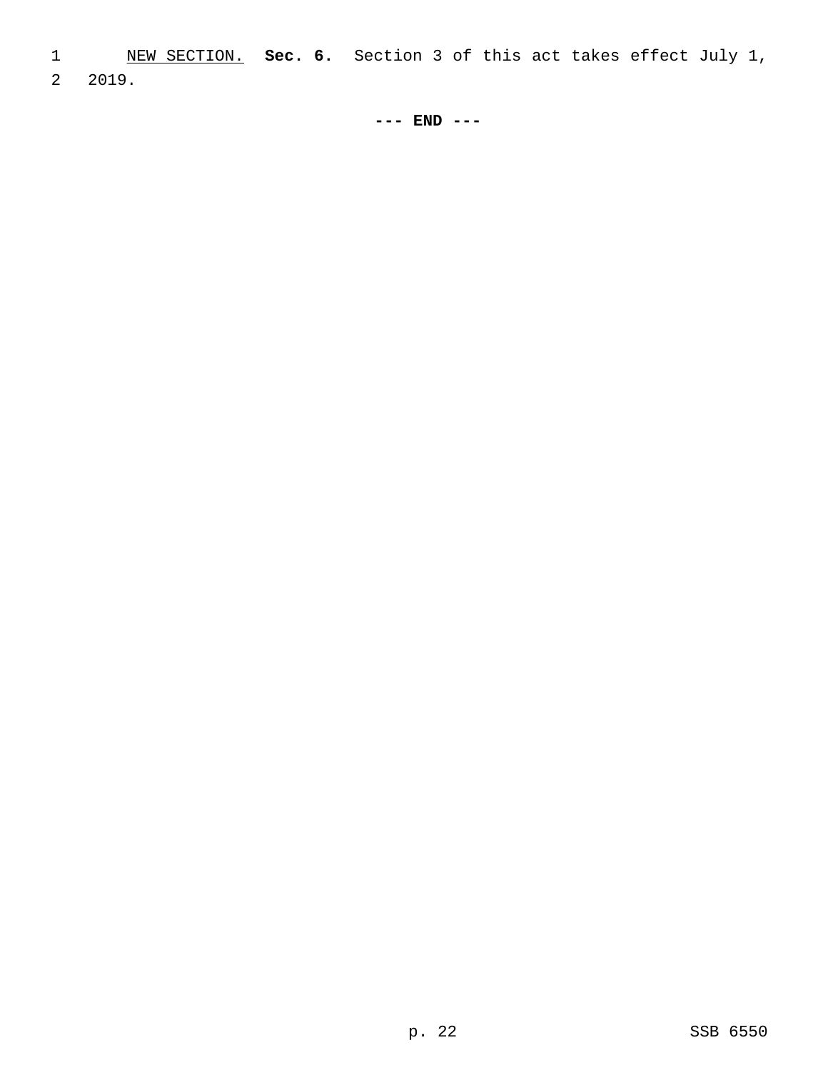NEW SECTION. **Sec. 6.** Section 3 of this act takes effect July 1, 2019.

**--- END ---**